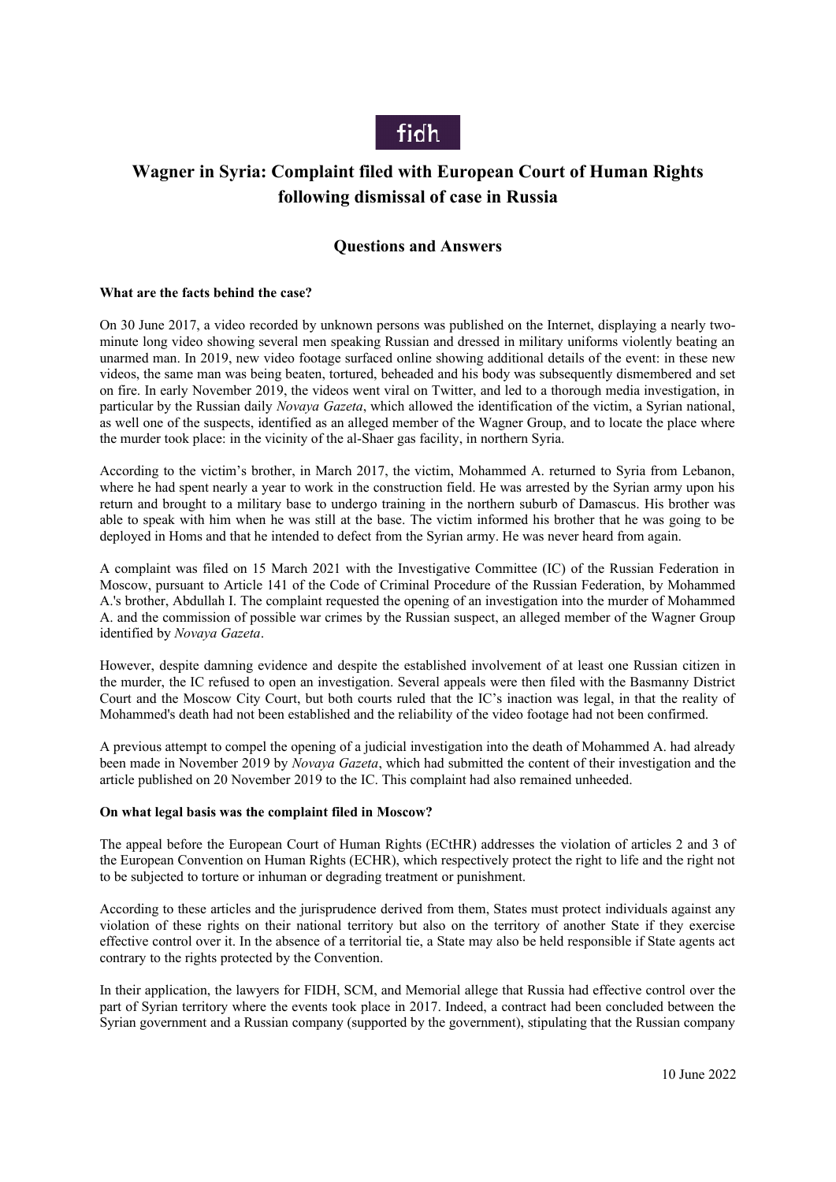fidh

# Wagner in Syria: Complaint filed with European Court of Human Rights following dismissal of case in Russia

## Questions and Answers

**What are the facts behind the case?**

On 30 June 2017, a video recorded by unknown persons was published on the Internet, displaying a nearly two-minute long video showing several men speaking Russian and dressed in military uniforms violently beating an unarmed man. In 2019, new video footage surfaced online showing additional details of the event: in these new videos, the same man was being beaten, tortured, beheaded and his body was subsequently dismembered and set on fire. In early November 2019, the videos went viral on Twitter, and led to a thorough media investigation, in particular by the Russian daily *Novaya Gazeta*, which allowed the identification of the victim, a Syrian national, as well one of the suspects, identified as an alleged member of the Wagner Group, and to locate the place where the murder took place: in the vicinity of the al-Shaer gas facility, in northern Syria.

According to the victim's brother, in March 2017, the victim, Mohammed A. returned to Syria from Lebanon, where he had spent nearly a year to work in the construction field. He was arrested by the Syrian army upon his return and brought to a military base to undergo training in the northern suburb of Damascus. His brother was able to speak with him when he was still at the base. The victim informed his brother that he was going to be deployed in Homs and that he intended to defect from the Syrian army. He was never heard from again.

A complaint was filed on 15 March 2021 with the Investigative Committee (IC) of the Russian Federation in Moscow, pursuant to Article 141 of the Code of Criminal Procedure of the Russian Federation, by Mohammed A.'s brother, Abdullah I. The complaint requested the opening of an investigation into the murder of Mohammed A. and the commission of possible war crimes by the Russian suspect, an alleged member of the Wagner Group identified by *Novaya Gazeta*.

However, despite damning evidence and despite the established involvement of at least one Russian citizen in the murder, the IC refused to open an investigation. Several appeals were then filed with the Basmanny District Court and the Moscow City Court, but both courts ruled that the IC's inaction was legal, in that the reality of Mohammed's death had not been established and the reliability of the video footage had not been confirmed.

A previous attempt to compel the opening of a judicial investigation into the death of Mohammed A. had already been made in November 2019 by *Novaya Gazeta*, which had submitted the content of their investigation and the article published on 20 November 2019 to the IC. This complaint had also remained unheeded.

**On what legal basis was the complaint filed in Moscow?**

The appeal before the European Court of Human Rights (ECtHR) addresses the violation of articles 2 and 3 of the European Convention on Human Rights (ECHR), which respectively protect the right to life and the right not to be subjected to torture or inhuman or degrading treatment or punishment.

According to these articles and the jurisprudence derived from them, States must protect individuals against any violation of these rights on their national territory but also on the territory of another State if they exercise effective control over it. In the absence of a territorial tie, a State may also be held responsible if State agents act contrary to the rights protected by the Convention.

In their application, the lawyers for FIDH, SCM, and Memorial allege that Russia had effective control over the part of Syrian territory where the events took place in 2017. Indeed, a contract had been concluded between the Syrian government and a Russian company (supported by the government), stipulating that the Russian company

10 June 2022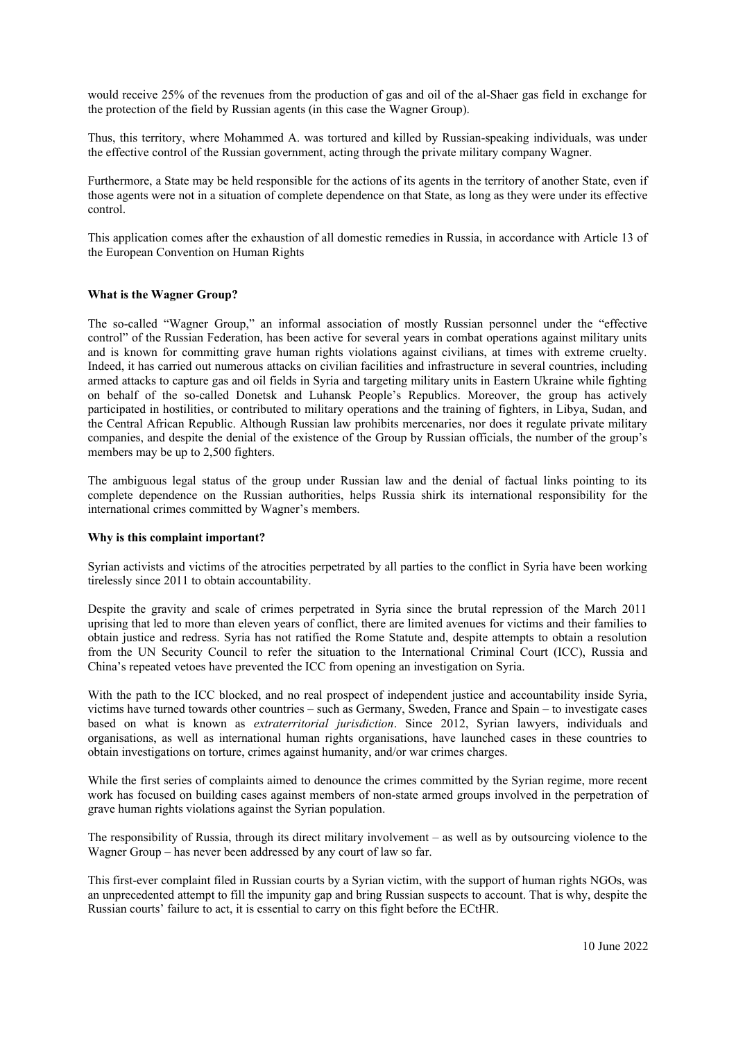would receive 25% of the revenues from the production of gas and oil of the al-Shaer gas field in exchange for the protection of the field by Russian agents (in this case the Wagner Group).

Thus, this territory, where Mohammed A. was tortured and killed by Russian-speaking individuals, was under the effective control of the Russian government, acting through the private military company Wagner.

Furthermore, a State may be held responsible for the actions of its agents in the territory of another State, even if those agents were not in a situation of complete dependence on that State, as long as they were under its effective control.

This application comes after the exhaustion of all domestic remedies in Russia, in accordance with Article 13 of the European Convention on Human Rights

**What is the Wagner Group?**

The so-called "Wagner Group," an informal association of mostly Russian personnel under the "effective control" of the Russian Federation, has been active for several years in combat operations against military units and is known for committing grave human rights violations against civilians, at times with extreme cruelty. Indeed, it has carried out numerous attacks on civilian facilities and infrastructure in several countries, including armed attacks to capture gas and oil fields in Syria and targeting military units in Eastern Ukraine while fighting on behalf of the so-called Donetsk and Luhansk People's Republics. Moreover, the group has actively participated in hostilities, or contributed to military operations and the training of fighters, in Libya, Sudan, and the Central African Republic. Although Russian law prohibits mercenaries, nor does it regulate private military companies, and despite the denial of the existence of the Group by Russian officials, the number of the group's members may be up to 2,500 fighters.

The ambiguous legal status of the group under Russian law and the denial of factual links pointing to its complete dependence on the Russian authorities, helps Russia shirk its international responsibility for the international crimes committed by Wagner's members.

**Why is this complaint important?**

Syrian activists and victims of the atrocities perpetrated by all parties to the conflict in Syria have been working tirelessly since 2011 to obtain accountability.

Despite the gravity and scale of crimes perpetrated in Syria since the brutal repression of the March 2011 uprising that led to more than eleven years of conflict, there are limited avenues for victims and their families to obtain justice and redress. Syria has not ratified the Rome Statute and, despite attempts to obtain a resolution from the UN Security Council to refer the situation to the International Criminal Court (ICC), Russia and China's repeated vetoes have prevented the ICC from opening an investigation on Syria.

With the path to the ICC blocked, and no real prospect of independent justice and accountability inside Syria, victims have turned towards other countries – such as Germany, Sweden, France and Spain – to investigate cases based on what is known as *extraterritorial jurisdiction*. Since 2012, Syrian lawyers, individuals and organisations, as well as international human rights organisations, have launched cases in these countries to obtain investigations on torture, crimes against humanity, and/or war crimes charges.

While the first series of complaints aimed to denounce the crimes committed by the Syrian regime, more recent work has focused on building cases against members of non-state armed groups involved in the perpetration of grave human rights violations against the Syrian population.

The responsibility of Russia, through its direct military involvement – as well as by outsourcing violence to the Wagner Group – has never been addressed by any court of law so far.

This first-ever complaint filed in Russian courts by a Syrian victim, with the support of human rights NGOs, was an unprecedented attempt to fill the impunity gap and bring Russian suspects to account. That is why, despite the Russian courts' failure to act, it is essential to carry on this fight before the ECtHR.

10 June 2022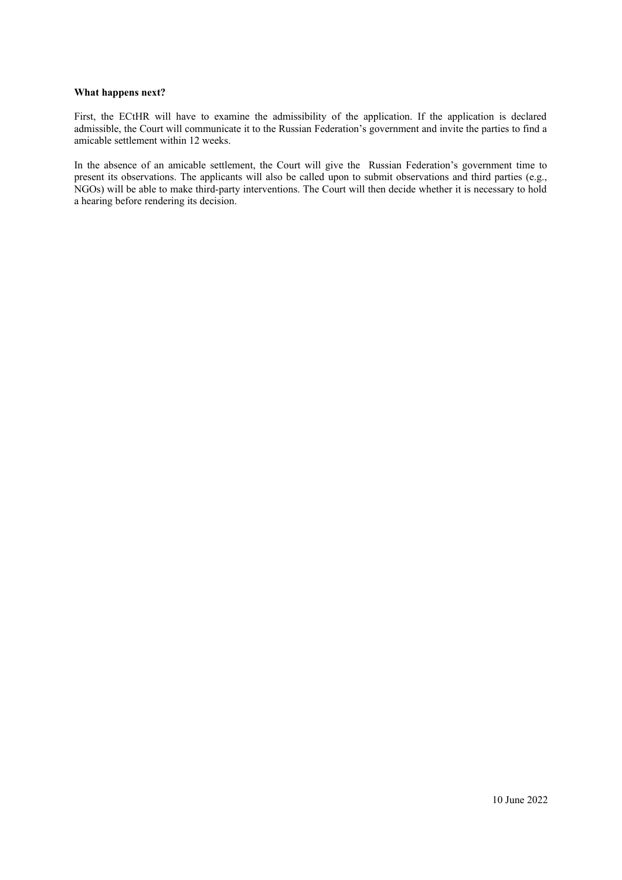**What happens next?**

First, the ECtHR will have to examine the admissibility of the application. If the application is declared admissible, the Court will communicate it to the Russian Federation's government and invite the parties to find a amicable settlement within 12 weeks.

In the absence of an amicable settlement, the Court will give the Russian Federation's government time to present its observations. The applicants will also be called upon to submit observations and third parties (e.g., NGOs) will be able to make third-party interventions. The Court will then decide whether it is necessary to hold a hearing before rendering its decision.

10 June 2022